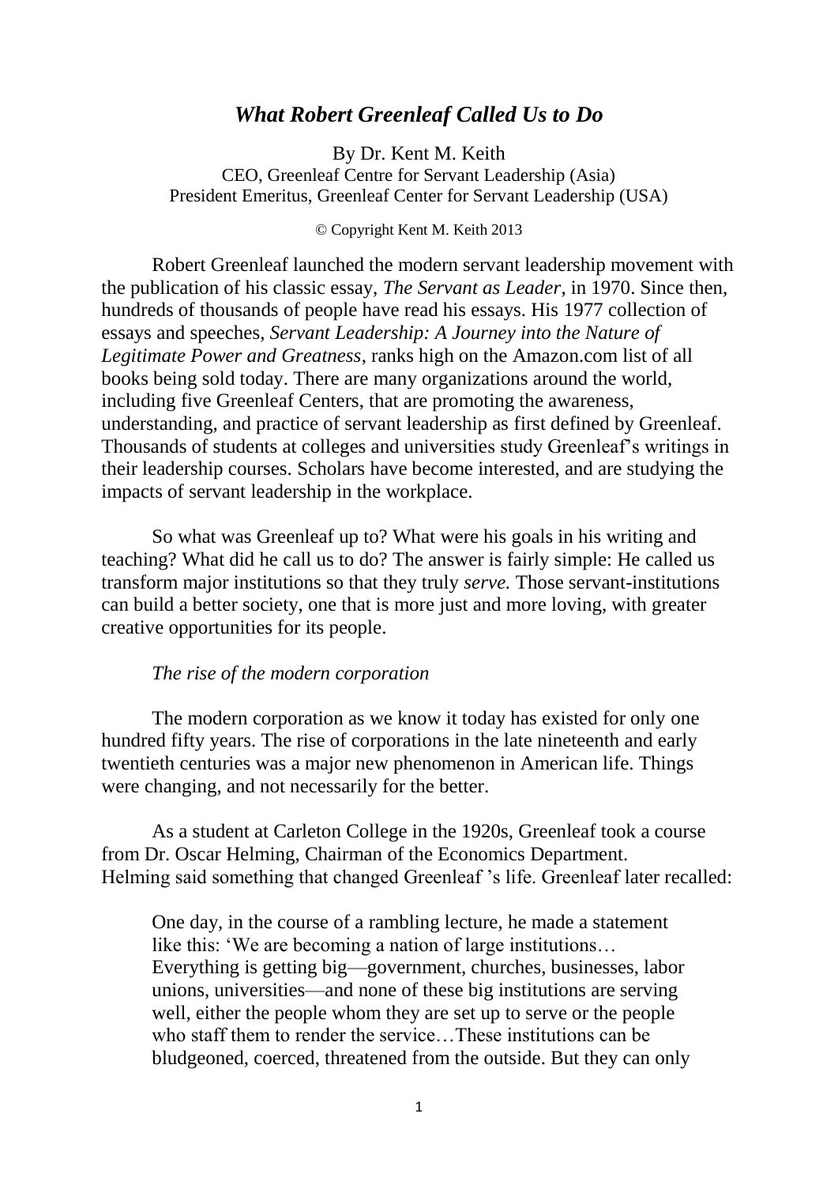# *What Robert Greenleaf Called Us to Do*

By Dr. Kent M. Keith
CEO, Greenleaf Centre for Servant Leadership (Asia)
President Emeritus, Greenleaf Center for Servant Leadership (USA)

© Copyright Kent M. Keith 2013

Robert Greenleaf launched the modern servant leadership movement with the publication of his classic essay, *The Servant as Leader*, in 1970. Since then, hundreds of thousands of people have read his essays. His 1977 collection of essays and speeches, *Servant Leadership: A Journey into the Nature of Legitimate Power and Greatness*, ranks high on the Amazon.com list of all books being sold today. There are many organizations around the world, including five Greenleaf Centers, that are promoting the awareness, understanding, and practice of servant leadership as first defined by Greenleaf. Thousands of students at colleges and universities study Greenleaf's writings in their leadership courses. Scholars have become interested, and are studying the impacts of servant leadership in the workplace.

So what was Greenleaf up to? What were his goals in his writing and teaching? What did he call us to do? The answer is fairly simple: He called us transform major institutions so that they truly *serve.* Those servant-institutions can build a better society, one that is more just and more loving, with greater creative opportunities for its people.

*The rise of the modern corporation*

The modern corporation as we know it today has existed for only one hundred fifty years. The rise of corporations in the late nineteenth and early twentieth centuries was a major new phenomenon in American life. Things were changing, and not necessarily for the better.

As a student at Carleton College in the 1920s, Greenleaf took a course from Dr. Oscar Helming, Chairman of the Economics Department. Helming said something that changed Greenleaf 's life. Greenleaf later recalled:

> One day, in the course of a rambling lecture, he made a statement like this: 'We are becoming a nation of large institutions… Everything is getting big—government, churches, businesses, labor unions, universities—and none of these big institutions are serving well, either the people whom they are set up to serve or the people who staff them to render the service…These institutions can be bludgeoned, coerced, threatened from the outside. But they can only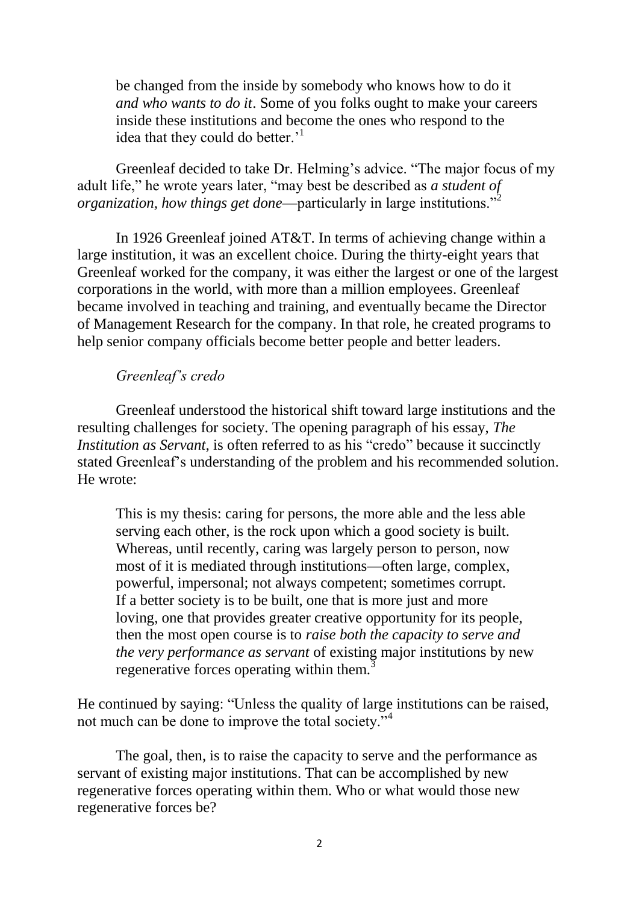be changed from the inside by somebody who knows how to do it *and who wants to do it*. Some of you folks ought to make your careers inside these institutions and become the ones who respond to the idea that they could do better.'[1]

Greenleaf decided to take Dr. Helming's advice. "The major focus of my adult life," he wrote years later, "may best be described as *a student of organization, how things get done*—particularly in large institutions."[2]

In 1926 Greenleaf joined AT&T. In terms of achieving change within a large institution, it was an excellent choice. During the thirty-eight years that Greenleaf worked for the company, it was either the largest or one of the largest corporations in the world, with more than a million employees. Greenleaf became involved in teaching and training, and eventually became the Director of Management Research for the company. In that role, he created programs to help senior company officials become better people and better leaders.

*Greenleaf's credo*

Greenleaf understood the historical shift toward large institutions and the resulting challenges for society. The opening paragraph of his essay, *The Institution as Servant,* is often referred to as his "credo" because it succinctly stated Greenleaf's understanding of the problem and his recommended solution. He wrote:

> This is my thesis: caring for persons, the more able and the less able serving each other, is the rock upon which a good society is built. Whereas, until recently, caring was largely person to person, now most of it is mediated through institutions—often large, complex, powerful, impersonal; not always competent; sometimes corrupt. If a better society is to be built, one that is more just and more loving, one that provides greater creative opportunity for its people, then the most open course is to *raise both the capacity to serve and the very performance as servant* of existing major institutions by new regenerative forces operating within them.[3]

He continued by saying: "Unless the quality of large institutions can be raised, not much can be done to improve the total society."[4]

The goal, then, is to raise the capacity to serve and the performance as servant of existing major institutions. That can be accomplished by new regenerative forces operating within them. Who or what would those new regenerative forces be?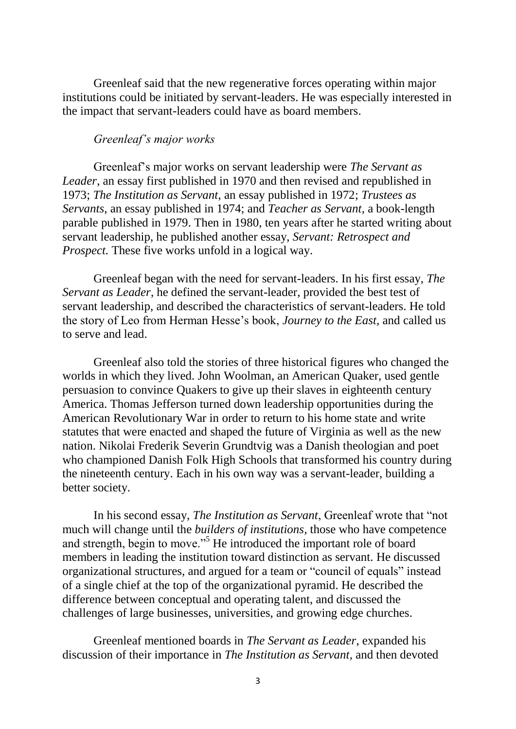Greenleaf said that the new regenerative forces operating within major institutions could be initiated by servant-leaders. He was especially interested in the impact that servant-leaders could have as board members.

*Greenleaf's major works*

Greenleaf's major works on servant leadership were *The Servant as Leader*, an essay first published in 1970 and then revised and republished in 1973; *The Institution as Servant*, an essay published in 1972; *Trustees as Servants*, an essay published in 1974; and *Teacher as Servant*, a book-length parable published in 1979. Then in 1980, ten years after he started writing about servant leadership, he published another essay, *Servant: Retrospect and Prospect*. These five works unfold in a logical way.

Greenleaf began with the need for servant-leaders. In his first essay, *The Servant as Leader*, he defined the servant-leader, provided the best test of servant leadership, and described the characteristics of servant-leaders. He told the story of Leo from Herman Hesse's book, *Journey to the East*, and called us to serve and lead.

Greenleaf also told the stories of three historical figures who changed the worlds in which they lived. John Woolman, an American Quaker, used gentle persuasion to convince Quakers to give up their slaves in eighteenth century America. Thomas Jefferson turned down leadership opportunities during the American Revolutionary War in order to return to his home state and write statutes that were enacted and shaped the future of Virginia as well as the new nation. Nikolai Frederik Severin Grundtvig was a Danish theologian and poet who championed Danish Folk High Schools that transformed his country during the nineteenth century. Each in his own way was a servant-leader, building a better society.

In his second essay, *The Institution as Servant*, Greenleaf wrote that "not much will change until the *builders of institutions*, those who have competence and strength, begin to move."[5] He introduced the important role of board members in leading the institution toward distinction as servant. He discussed organizational structures, and argued for a team or "council of equals" instead of a single chief at the top of the organizational pyramid. He described the difference between conceptual and operating talent, and discussed the challenges of large businesses, universities, and growing edge churches.

Greenleaf mentioned boards in *The Servant as Leader*, expanded his discussion of their importance in *The Institution as Servant*, and then devoted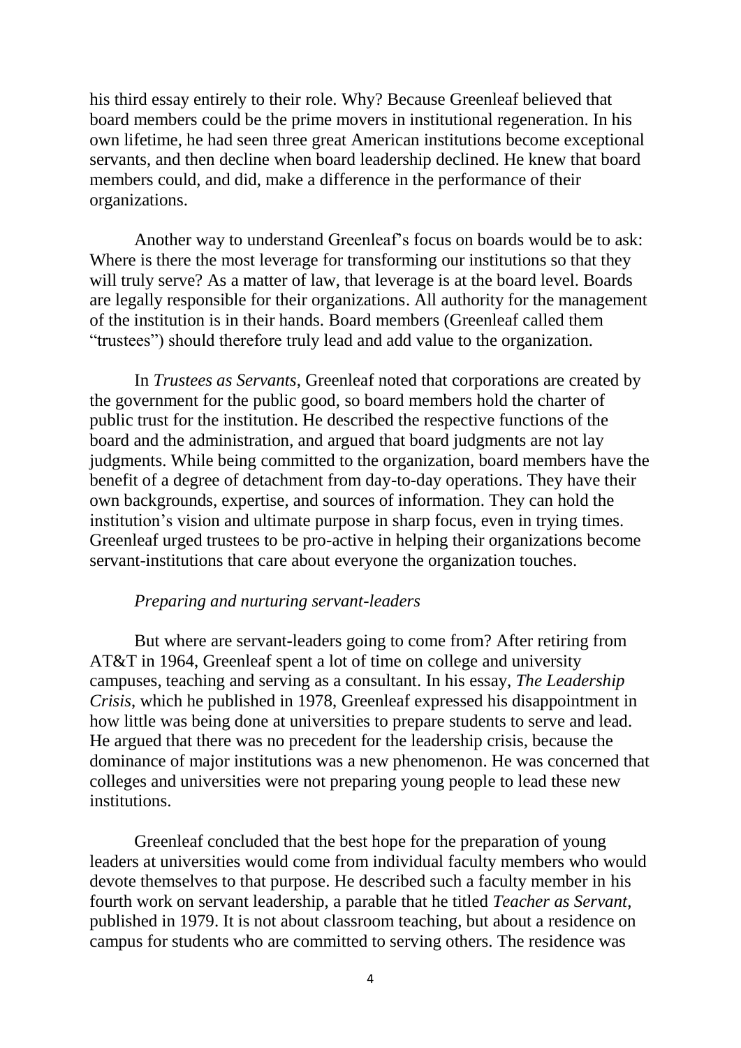his third essay entirely to their role. Why? Because Greenleaf believed that board members could be the prime movers in institutional regeneration. In his own lifetime, he had seen three great American institutions become exceptional servants, and then decline when board leadership declined. He knew that board members could, and did, make a difference in the performance of their organizations.

Another way to understand Greenleaf's focus on boards would be to ask: Where is there the most leverage for transforming our institutions so that they will truly serve? As a matter of law, that leverage is at the board level. Boards are legally responsible for their organizations. All authority for the management of the institution is in their hands. Board members (Greenleaf called them "trustees") should therefore truly lead and add value to the organization.

In *Trustees as Servants*, Greenleaf noted that corporations are created by the government for the public good, so board members hold the charter of public trust for the institution. He described the respective functions of the board and the administration, and argued that board judgments are not lay judgments. While being committed to the organization, board members have the benefit of a degree of detachment from day-to-day operations. They have their own backgrounds, expertise, and sources of information. They can hold the institution's vision and ultimate purpose in sharp focus, even in trying times. Greenleaf urged trustees to be pro-active in helping their organizations become servant-institutions that care about everyone the organization touches.

*Preparing and nurturing servant-leaders*

But where are servant-leaders going to come from? After retiring from AT&T in 1964, Greenleaf spent a lot of time on college and university campuses, teaching and serving as a consultant. In his essay, *The Leadership Crisis*, which he published in 1978, Greenleaf expressed his disappointment in how little was being done at universities to prepare students to serve and lead. He argued that there was no precedent for the leadership crisis, because the dominance of major institutions was a new phenomenon. He was concerned that colleges and universities were not preparing young people to lead these new institutions.

Greenleaf concluded that the best hope for the preparation of young leaders at universities would come from individual faculty members who would devote themselves to that purpose. He described such a faculty member in his fourth work on servant leadership, a parable that he titled *Teacher as Servant*, published in 1979. It is not about classroom teaching, but about a residence on campus for students who are committed to serving others. The residence was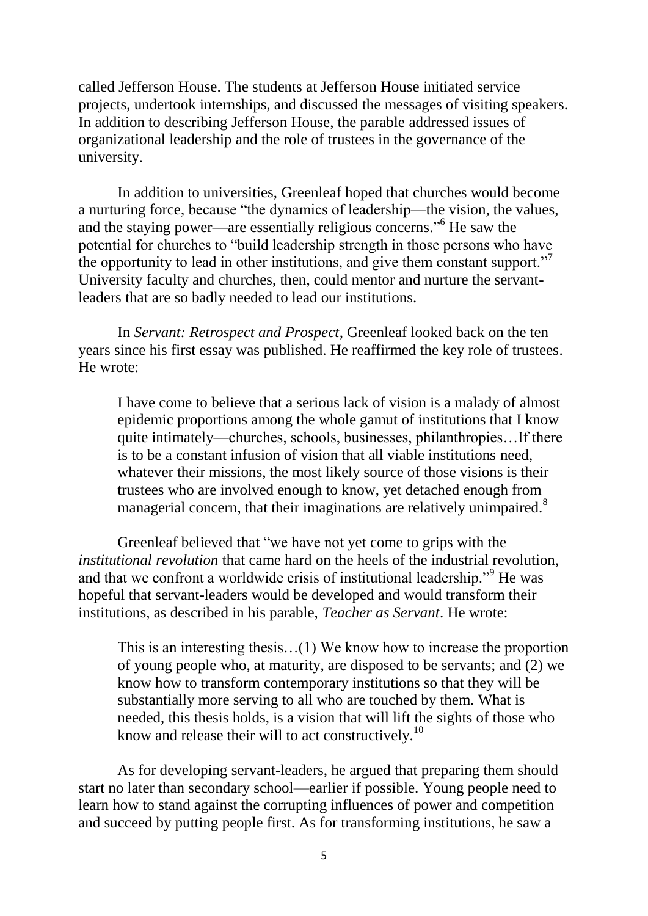called Jefferson House. The students at Jefferson House initiated service projects, undertook internships, and discussed the messages of visiting speakers. In addition to describing Jefferson House, the parable addressed issues of organizational leadership and the role of trustees in the governance of the university.

In addition to universities, Greenleaf hoped that churches would become a nurturing force, because "the dynamics of leadership—the vision, the values, and the staying power—are essentially religious concerns."[6] He saw the potential for churches to "build leadership strength in those persons who have the opportunity to lead in other institutions, and give them constant support."[7] University faculty and churches, then, could mentor and nurture the servant-leaders that are so badly needed to lead our institutions.

In *Servant: Retrospect and Prospect*, Greenleaf looked back on the ten years since his first essay was published. He reaffirmed the key role of trustees. He wrote:

> I have come to believe that a serious lack of vision is a malady of almost epidemic proportions among the whole gamut of institutions that I know quite intimately—churches, schools, businesses, philanthropies…If there is to be a constant infusion of vision that all viable institutions need, whatever their missions, the most likely source of those visions is their trustees who are involved enough to know, yet detached enough from managerial concern, that their imaginations are relatively unimpaired.[8]

Greenleaf believed that "we have not yet come to grips with the *institutional revolution* that came hard on the heels of the industrial revolution, and that we confront a worldwide crisis of institutional leadership."[9] He was hopeful that servant-leaders would be developed and would transform their institutions, as described in his parable, *Teacher as Servant*. He wrote:

> This is an interesting thesis…(1) We know how to increase the proportion of young people who, at maturity, are disposed to be servants; and (2) we know how to transform contemporary institutions so that they will be substantially more serving to all who are touched by them. What is needed, this thesis holds, is a vision that will lift the sights of those who know and release their will to act constructively.[10]

As for developing servant-leaders, he argued that preparing them should start no later than secondary school—earlier if possible. Young people need to learn how to stand against the corrupting influences of power and competition and succeed by putting people first. As for transforming institutions, he saw a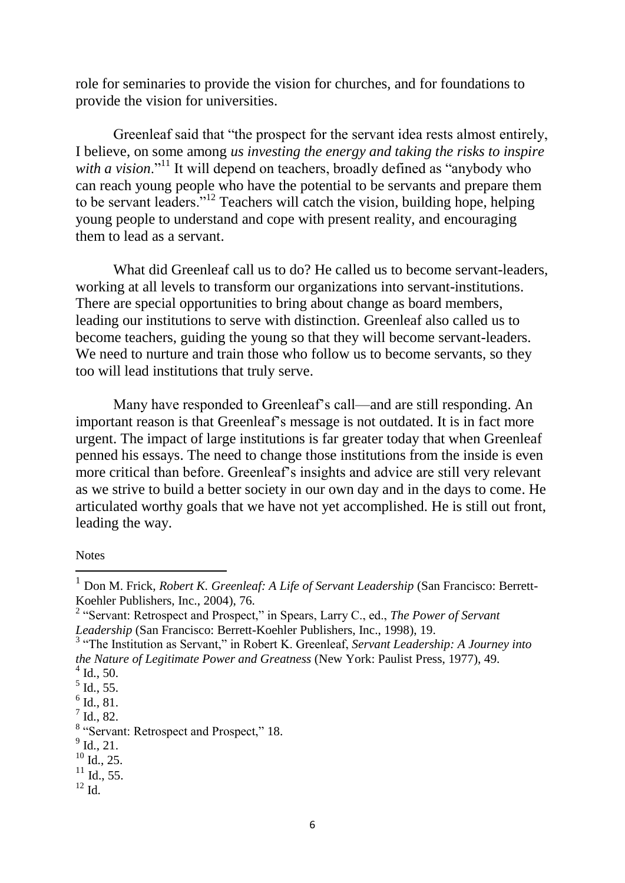role for seminaries to provide the vision for churches, and for foundations to provide the vision for universities.

Greenleaf said that "the prospect for the servant idea rests almost entirely, I believe, on some among *us investing the energy and taking the risks to inspire with a vision*."[11] It will depend on teachers, broadly defined as "anybody who can reach young people who have the potential to be servants and prepare them to be servant leaders."[12] Teachers will catch the vision, building hope, helping young people to understand and cope with present reality, and encouraging them to lead as a servant.

What did Greenleaf call us to do? He called us to become servant-leaders, working at all levels to transform our organizations into servant-institutions. There are special opportunities to bring about change as board members, leading our institutions to serve with distinction. Greenleaf also called us to become teachers, guiding the young so that they will become servant-leaders. We need to nurture and train those who follow us to become servants, so they too will lead institutions that truly serve.

Many have responded to Greenleaf's call—and are still responding. An important reason is that Greenleaf's message is not outdated. It is in fact more urgent. The impact of large institutions is far greater today that when Greenleaf penned his essays. The need to change those institutions from the inside is even more critical than before. Greenleaf's insights and advice are still very relevant as we strive to build a better society in our own day and in the days to come. He articulated worthy goals that we have not yet accomplished. He is still out front, leading the way.

Notes

[1] Don M. Frick, *Robert K. Greenleaf: A Life of Servant Leadership* (San Francisco: Berrett-Koehler Publishers, Inc., 2004), 76.

[2] "Servant: Retrospect and Prospect," in Spears, Larry C., ed., *The Power of Servant Leadership* (San Francisco: Berrett-Koehler Publishers, Inc., 1998), 19.

[3] "The Institution as Servant," in Robert K. Greenleaf, *Servant Leadership: A Journey into the Nature of Legitimate Power and Greatness* (New York: Paulist Press, 1977), 49.

[4] Id., 50.

[5] Id., 55.

[6] Id., 81.

[7] Id., 82.

[8] "Servant: Retrospect and Prospect," 18.

[9] Id., 21.

[10] Id., 25.

[11] Id., 55.

[12] Id.